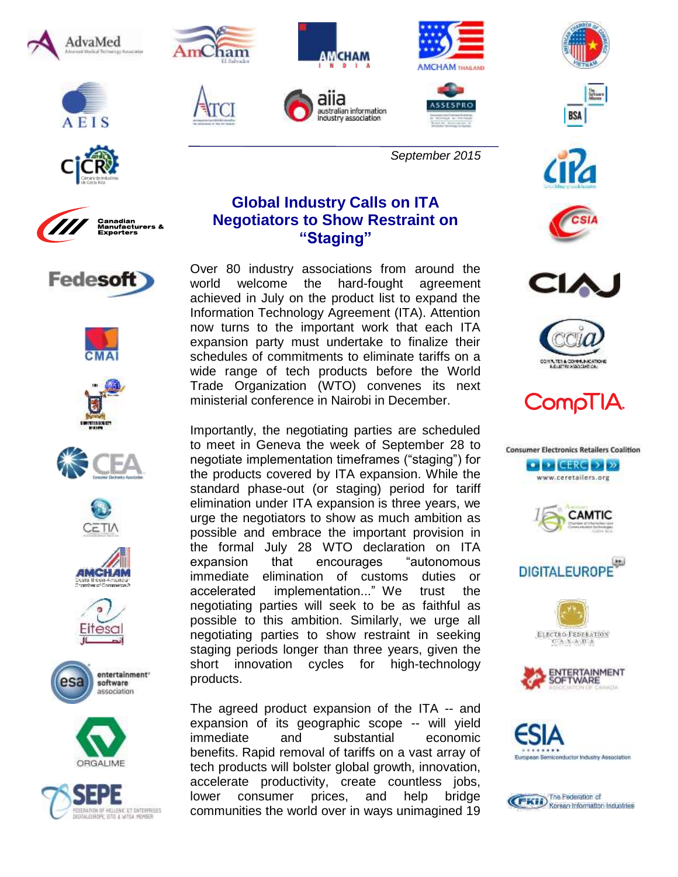September 2015

# Global Industry Calls on ITA Negotiators to Show Restraint on "Staging"

Over 80 industry associations from around the world welcome the hard-fought agreement achieved in July on the product list to expand the Information Technology Agreement (ITA). Attention now turns to the important work that each ITA expansion party must undertake to finalize their schedules of commitments to eliminate tariffs on a wide range of tech products before the World Trade Organization (WTO) convenes its next ministerial conference in Nairobi in December.

Importantly, the negotiating parties are scheduled to meet in Geneva the week of September 28 to negotiate implementation timeframes ("staging") for the products covered by ITA expansion. While the standard phase-out (or staging) period for tariff elimination under ITA expansion is three years, we urge the negotiators to show as much ambition as possible and embrace the important provision in the formal July 28 WTO declaration on ITA expansion that encourages "autonomous immediate elimination of customs duties or accelerated implementation..." We trust the negotiating parties will seek to be as faithful as possible to this ambition. Similarly, we urge all negotiating parties to show restraint in seeking staging periods longer than three years, given the short innovation cycles for high-technology products.

The agreed product expansion of the ITA -- and expansion of its geographic scope -- will yield immediate and substantial economic benefits. Rapid removal of tariffs on a vast array of tech products will bolster global growth, innovation, accelerate productivity, create countless jobs, lower consumer prices, and help bridge communities the world over in ways unimagined 19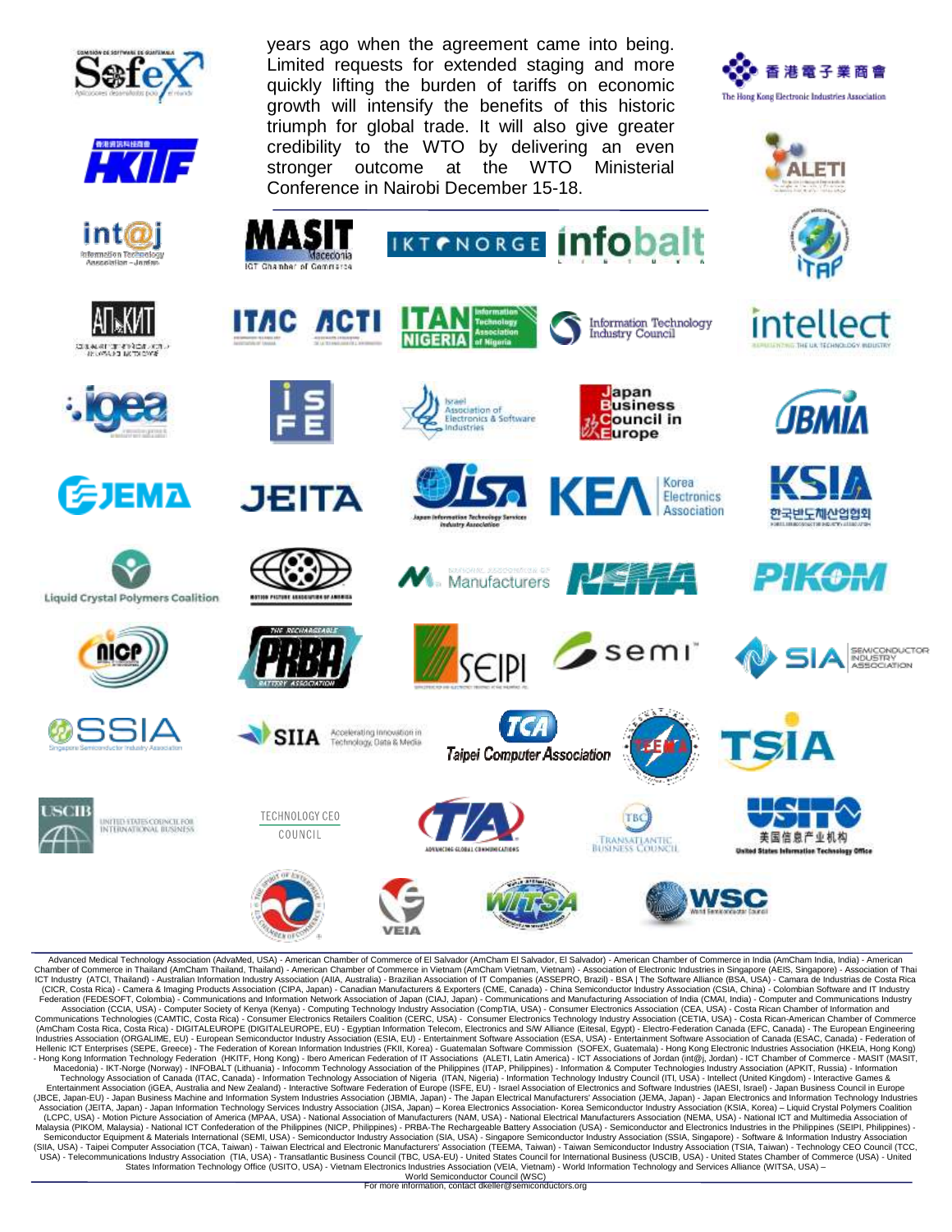years ago when the agreement came into being. Limited requests for extended staging and more quickly lifting the burden of tariffs on economic growth will intensify the benefits of this historic triumph for global trade. It will also give greater credibility to the WTO by delivering an even stronger outcome at the WTO Ministerial Conference in Nairobi December 15-18.

Advanced Medical Technology Association (AdvaMed, USA) - American Chamber of Commerce of El Salvador (AmCham El Salvador, El Salvador) - American Chamber of Commerce in India (AmCham India, India) - American Chamber of Commerce in Thailand (AmCham Thailand, Thailand) - American Chamber of Commerce in Vietnam (AmCham Vietnam, Vietnam) - Association of Electronic Industries in Singapore (AEIS, Singapore) - Association of Thai ICT Industry (ATCI, Thailand) - Australian Information Industry Association (AIIA, Australia) - Brazilian Association of IT Companies (ASSEPRO, Brazil) - BSA | The Software Alliance (BSA, USA) - Camara de Industrias de Costa Rica (CICR, Costa Rica) - Camera & Imaging Products Association (CIPA, Japan) - Canadian Manufacturers & Exporters (CME, Canada) - China Semiconductor Industry Association (CSIA, China) - Colombian Software and IT Industry Federation (FEDESOFT, Colombia) - Communications and Information Network Association of Japan (CIAJ, Japan) - Communications and Manufacturing Association of India (CMAI, India) - Computer and Communications Industry Association (CCIA, USA) - Computer Society of Kenya (Kenya) - Computing Technology Industry Association (CompTIA, USA) - Consumer Electronics Association (CEA, USA) - Costa Rican Chamber of Information and Communications Technologies (CAMTIC, Costa Rica) - Consumer Electronics Retailers Coalition (CERC, USA) - Consumer Electronics Technology Industry Association (CETIA, USA) - Costa Rican-American Chamber of Commerce (AmCham Costa Rica, Costa Rica) - DIGITALEUROPE (DIGITALEUROPE, EU) - Egyptian Information Telecom, Electronics and S/W Alliance (Eitesal, Egypt) - Electro-Federation Canada (EFC, Canada) - The European Engineering Industries Association (ORGALIME, EU) - European Semiconductor Industry Association (ESIA, EU) - Entertainment Software Association (ESA, USA) - Entertainment Software Association of Canada (ESAC, Canada) - Federation of Hellenic ICT Enterprises (SEPE, Greece) - The Federation of Korean Information Industries (FKII, Korea) - Guatemalan Software Commission (SOFEX, Guatemala) - Hong Kong Electronic Industries Association (HKEIA, Hong Kong) - Hong Kong Information Technology Federation (HKITF, Hong Kong) - Ibero American Federation of IT Associations (ALETI, Latin America) - ICT Associations of Jordan (int@j, Jordan) - ICT Chamber of Commerce - MASIT (MASIT, Macedonia) - IKT-Norge (Norway) - INFOBALT (Lithuania) - Infocomm Technology Association of the Philippines (ITAP, Philippines) - Information & Computer Technologies Industry Association (APKIT, Russia) - Information Technology Association of Canada (ITAC, Canada) - Information Technology Association of Nigeria (ITAN, Nigeria) - Information Technology Industry Council (ITI, USA) - Intellect (United Kingdom) - Interactive Games & Entertainment Association (iGEA, Australia and New Zealand) - Interactive Software Federation of Europe (ISFE, EU) - Israel Association of Electronics and Software Industries (IAESI, Israel) - Japan Business Council in Europe (JBCE, Japan-EU) - Japan Business Machine and Information System Industries Association (JBMIA, Japan) - The Japan Electrical Manufacturers' Association (JEMA, Japan) - Japan Electronics and Information Technology Industries Association (JEITA, Japan) - Japan Information Technology Services Industry Association (JISA, Japan) – Korea Electronics Association- Korea Semiconductor Industry Association (KSIA, Korea) – Liquid Crystal Polymers Coalition (LCPC, USA) - Motion Picture Association of America (MPAA, USA) - National Association of Manufacturers (NAM, USA) - National Electrical Manufacturers Association (NEMA, USA) - National ICT and Multimedia Association of Malaysia (PIKOM, Malaysia) - National ICT Confederation of the Philippines (NICP, Philippines) - PRBA-The Rechargeable Battery Association (USA) - Semiconductor and Electronics Industries in the Philippines (SEIPI, Philippines) - Semiconductor Equipment & Materials International (SEMI, USA) - Semiconductor Industry Association (SIA, USA) - Singapore Semiconductor Industry Association (SSIA, Singapore) - Software & Information Industry Association (SIIA, USA) - Taipei Computer Association (TCA, Taiwan) - Taiwan Electrical and Electronic Manufacturers' Association (TEEMA, Taiwan) - Taiwan Semiconductor Industry Association (TSIA, Taiwan) - Technology CEO Council (TCC, USA) - Telecommunications Industry Association (TIA, USA) - Transatlantic Business Council (TBC, USA-EU) - United States Council for International Business (USCIB, USA) - United States Chamber of Commerce (USA) - United States Information Technology Office (USITO, USA) - Vietnam Electronics Industries Association (VEIA, Vietnam) - World Information Technology and Services Alliance (WITSA, USA) – World Semiconductor Council (WSC)

For more information, contact dkeller@semiconductors.org